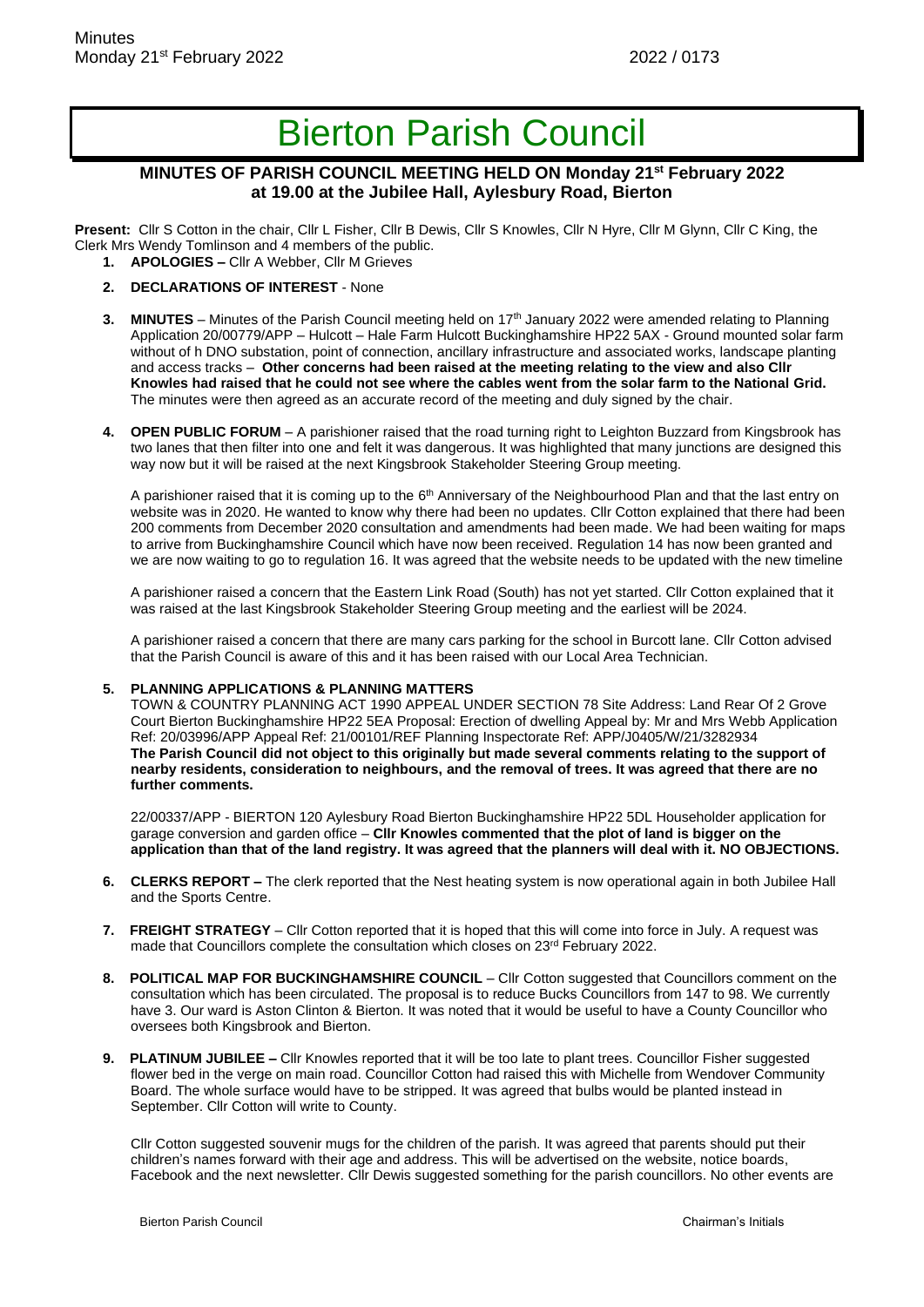# Bierton Parish Council

## MINUTES OF PARISH COUNCIL MEETING HELD ON Monday 21st February 2022 at 19.00 at the Jubilee Hall, Aylesbury Road, Bierton

**Present:** Cllr S Cotton in the chair, Cllr L Fisher, Cllr B Dewis, Cllr S Knowles, Cllr N Hyre, Cllr M Glynn, Cllr C King, the Clerk Mrs Wendy Tomlinson and 4 members of the public.

1. **APOLOGIES –** Cllr A Webber, Cllr M Grieves

2. **DECLARATIONS OF INTEREST** - None

3. **MINUTES** – Minutes of the Parish Council meeting held on 17th January 2022 were amended relating to Planning Application 20/00779/APP – Hulcott – Hale Farm Hulcott Buckinghamshire HP22 5AX - Ground mounted solar farm without of h DNO substation, point of connection, ancillary infrastructure and associated works, landscape planting and access tracks – **Other concerns had been raised at the meeting relating to the view and also Cllr Knowles had raised that he could not see where the cables went from the solar farm to the National Grid.** The minutes were then agreed as an accurate record of the meeting and duly signed by the chair.

4. **OPEN PUBLIC FORUM** – A parishioner raised that the road turning right to Leighton Buzzard from Kingsbrook has two lanes that then filter into one and felt it was dangerous. It was highlighted that many junctions are designed this way now but it will be raised at the next Kingsbrook Stakeholder Steering Group meeting.

   A parishioner raised that it is coming up to the 6th Anniversary of the Neighbourhood Plan and that the last entry on website was in 2020. He wanted to know why there had been no updates. Cllr Cotton explained that there had been 200 comments from December 2020 consultation and amendments had been made. We had been waiting for maps to arrive from Buckinghamshire Council which have now been received. Regulation 14 has now been granted and we are now waiting to go to regulation 16. It was agreed that the website needs to be updated with the new timeline

   A parishioner raised a concern that the Eastern Link Road (South) has not yet started. Cllr Cotton explained that it was raised at the last Kingsbrook Stakeholder Steering Group meeting and the earliest will be 2024.

   A parishioner raised a concern that there are many cars parking for the school in Burcott lane. Cllr Cotton advised that the Parish Council is aware of this and it has been raised with our Local Area Technician.

5. **PLANNING APPLICATIONS & PLANNING MATTERS**

   TOWN & COUNTRY PLANNING ACT 1990 APPEAL UNDER SECTION 78 Site Address: Land Rear Of 2 Grove Court Bierton Buckinghamshire HP22 5EA Proposal: Erection of dwelling Appeal by: Mr and Mrs Webb Application Ref: 20/03996/APP Appeal Ref: 21/00101/REF Planning Inspectorate Ref: APP/J0405/W/21/3282934 **The Parish Council did not object to this originally but made several comments relating to the support of nearby residents, consideration to neighbours, and the removal of trees. It was agreed that there are no further comments.**

   22/00337/APP - BIERTON 120 Aylesbury Road Bierton Buckinghamshire HP22 5DL Householder application for garage conversion and garden office – **Cllr Knowles commented that the plot of land is bigger on the application than that of the land registry. It was agreed that the planners will deal with it. NO OBJECTIONS.**

6. **CLERKS REPORT –** The clerk reported that the Nest heating system is now operational again in both Jubilee Hall and the Sports Centre.

7. **FREIGHT STRATEGY** – Cllr Cotton reported that it is hoped that this will come into force in July. A request was made that Councillors complete the consultation which closes on 23rd February 2022.

8. **POLITICAL MAP FOR BUCKINGHAMSHIRE COUNCIL** – Cllr Cotton suggested that Councillors comment on the consultation which has been circulated. The proposal is to reduce Bucks Councillors from 147 to 98. We currently have 3. Our ward is Aston Clinton & Bierton. It was noted that it would be useful to have a County Councillor who oversees both Kingsbrook and Bierton.

9. **PLATINUM JUBILEE –** Cllr Knowles reported that it will be too late to plant trees. Councillor Fisher suggested flower bed in the verge on main road. Councillor Cotton had raised this with Michelle from Wendover Community Board. The whole surface would have to be stripped. It was agreed that bulbs would be planted instead in September. Cllr Cotton will write to County.

   Cllr Cotton suggested souvenir mugs for the children of the parish. It was agreed that parents should put their children's names forward with their age and address. This will be advertised on the website, notice boards, Facebook and the next newsletter. Cllr Dewis suggested something for the parish councillors. No other events are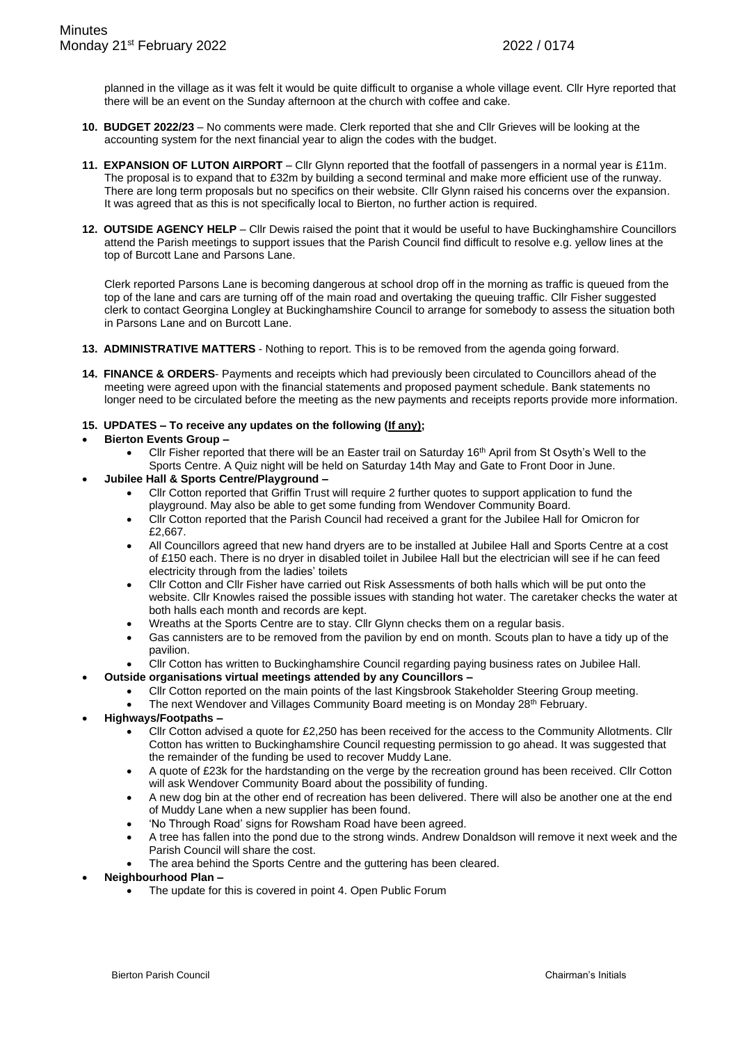planned in the village as it was felt it would be quite difficult to organise a whole village event. Cllr Hyre reported that there will be an event on the Sunday afternoon at the church with coffee and cake.

10. **BUDGET 2022/23** – No comments were made. Clerk reported that she and Cllr Grieves will be looking at the accounting system for the next financial year to align the codes with the budget.

11. **EXPANSION OF LUTON AIRPORT** – Cllr Glynn reported that the footfall of passengers in a normal year is £11m. The proposal is to expand that to £32m by building a second terminal and make more efficient use of the runway. There are long term proposals but no specifics on their website. Cllr Glynn raised his concerns over the expansion. It was agreed that as this is not specifically local to Bierton, no further action is required.

12. **OUTSIDE AGENCY HELP** – Cllr Dewis raised the point that it would be useful to have Buckinghamshire Councillors attend the Parish meetings to support issues that the Parish Council find difficult to resolve e.g. yellow lines at the top of Burcott Lane and Parsons Lane.

    Clerk reported Parsons Lane is becoming dangerous at school drop off in the morning as traffic is queued from the top of the lane and cars are turning off of the main road and overtaking the queuing traffic. Cllr Fisher suggested clerk to contact Georgina Longley at Buckinghamshire Council to arrange for somebody to assess the situation both in Parsons Lane and on Burcott Lane.

13. **ADMINISTRATIVE MATTERS** - Nothing to report. This is to be removed from the agenda going forward.

14. **FINANCE & ORDERS**- Payments and receipts which had previously been circulated to Councillors ahead of the meeting were agreed upon with the financial statements and proposed payment schedule. Bank statements no longer need to be circulated before the meeting as the new payments and receipts reports provide more information.

15. **UPDATES – To receive any updates on the following (If any);**

- **Bierton Events Group –**
  - Cllr Fisher reported that there will be an Easter trail on Saturday 16th April from St Osyth's Well to the Sports Centre. A Quiz night will be held on Saturday 14th May and Gate to Front Door in June.
- **Jubilee Hall & Sports Centre/Playground –**
  - Cllr Cotton reported that Griffin Trust will require 2 further quotes to support application to fund the playground. May also be able to get some funding from Wendover Community Board.
  - Cllr Cotton reported that the Parish Council had received a grant for the Jubilee Hall for Omicron for £2,667.
  - All Councillors agreed that new hand dryers are to be installed at Jubilee Hall and Sports Centre at a cost of £150 each. There is no dryer in disabled toilet in Jubilee Hall but the electrician will see if he can feed electricity through from the ladies' toilets
  - Cllr Cotton and Cllr Fisher have carried out Risk Assessments of both halls which will be put onto the website. Cllr Knowles raised the possible issues with standing hot water. The caretaker checks the water at both halls each month and records are kept.
  - Wreaths at the Sports Centre are to stay. Cllr Glynn checks them on a regular basis.
  - Gas cannisters are to be removed from the pavilion by end on month. Scouts plan to have a tidy up of the pavilion.
  - Cllr Cotton has written to Buckinghamshire Council regarding paying business rates on Jubilee Hall.
- **Outside organisations virtual meetings attended by any Councillors –**
  - Cllr Cotton reported on the main points of the last Kingsbrook Stakeholder Steering Group meeting.
  - The next Wendover and Villages Community Board meeting is on Monday 28th February.
- **Highways/Footpaths –**
  - Cllr Cotton advised a quote for £2,250 has been received for the access to the Community Allotments. Cllr Cotton has written to Buckinghamshire Council requesting permission to go ahead. It was suggested that the remainder of the funding be used to recover Muddy Lane.
  - A quote of £23k for the hardstanding on the verge by the recreation ground has been received. Cllr Cotton will ask Wendover Community Board about the possibility of funding.
  - A new dog bin at the other end of recreation has been delivered. There will also be another one at the end of Muddy Lane when a new supplier has been found.
  - 'No Through Road' signs for Rowsham Road have been agreed.
  - A tree has fallen into the pond due to the strong winds. Andrew Donaldson will remove it next week and the Parish Council will share the cost.
  - The area behind the Sports Centre and the guttering has been cleared.
- **Neighbourhood Plan –**
  - The update for this is covered in point 4. Open Public Forum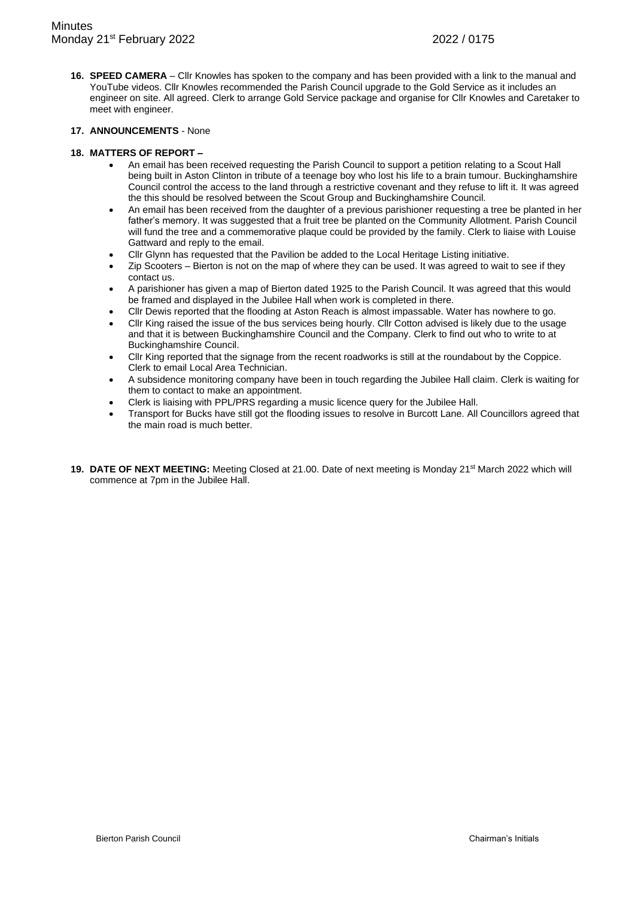**16. SPEED CAMERA** – Cllr Knowles has spoken to the company and has been provided with a link to the manual and YouTube videos. Cllr Knowles recommended the Parish Council upgrade to the Gold Service as it includes an engineer on site. All agreed. Clerk to arrange Gold Service package and organise for Cllr Knowles and Caretaker to meet with engineer.

**17. ANNOUNCEMENTS** - None

**18. MATTERS OF REPORT –**

- An email has been received requesting the Parish Council to support a petition relating to a Scout Hall being built in Aston Clinton in tribute of a teenage boy who lost his life to a brain tumour. Buckinghamshire Council control the access to the land through a restrictive covenant and they refuse to lift it. It was agreed the this should be resolved between the Scout Group and Buckinghamshire Council.
- An email has been received from the daughter of a previous parishioner requesting a tree be planted in her father's memory. It was suggested that a fruit tree be planted on the Community Allotment. Parish Council will fund the tree and a commemorative plaque could be provided by the family. Clerk to liaise with Louise Gattward and reply to the email.
- Cllr Glynn has requested that the Pavilion be added to the Local Heritage Listing initiative.
- Zip Scooters – Bierton is not on the map of where they can be used. It was agreed to wait to see if they contact us.
- A parishioner has given a map of Bierton dated 1925 to the Parish Council. It was agreed that this would be framed and displayed in the Jubilee Hall when work is completed in there.
- Cllr Dewis reported that the flooding at Aston Reach is almost impassable. Water has nowhere to go.
- Cllr King raised the issue of the bus services being hourly. Cllr Cotton advised is likely due to the usage and that it is between Buckinghamshire Council and the Company. Clerk to find out who to write to at Buckinghamshire Council.
- Cllr King reported that the signage from the recent roadworks is still at the roundabout by the Coppice. Clerk to email Local Area Technician.
- A subsidence monitoring company have been in touch regarding the Jubilee Hall claim. Clerk is waiting for them to contact to make an appointment.
- Clerk is liaising with PPL/PRS regarding a music licence query for the Jubilee Hall.
- Transport for Bucks have still got the flooding issues to resolve in Burcott Lane. All Councillors agreed that the main road is much better.

**19. DATE OF NEXT MEETING:** Meeting Closed at 21.00. Date of next meeting is Monday 21st March 2022 which will commence at 7pm in the Jubilee Hall.